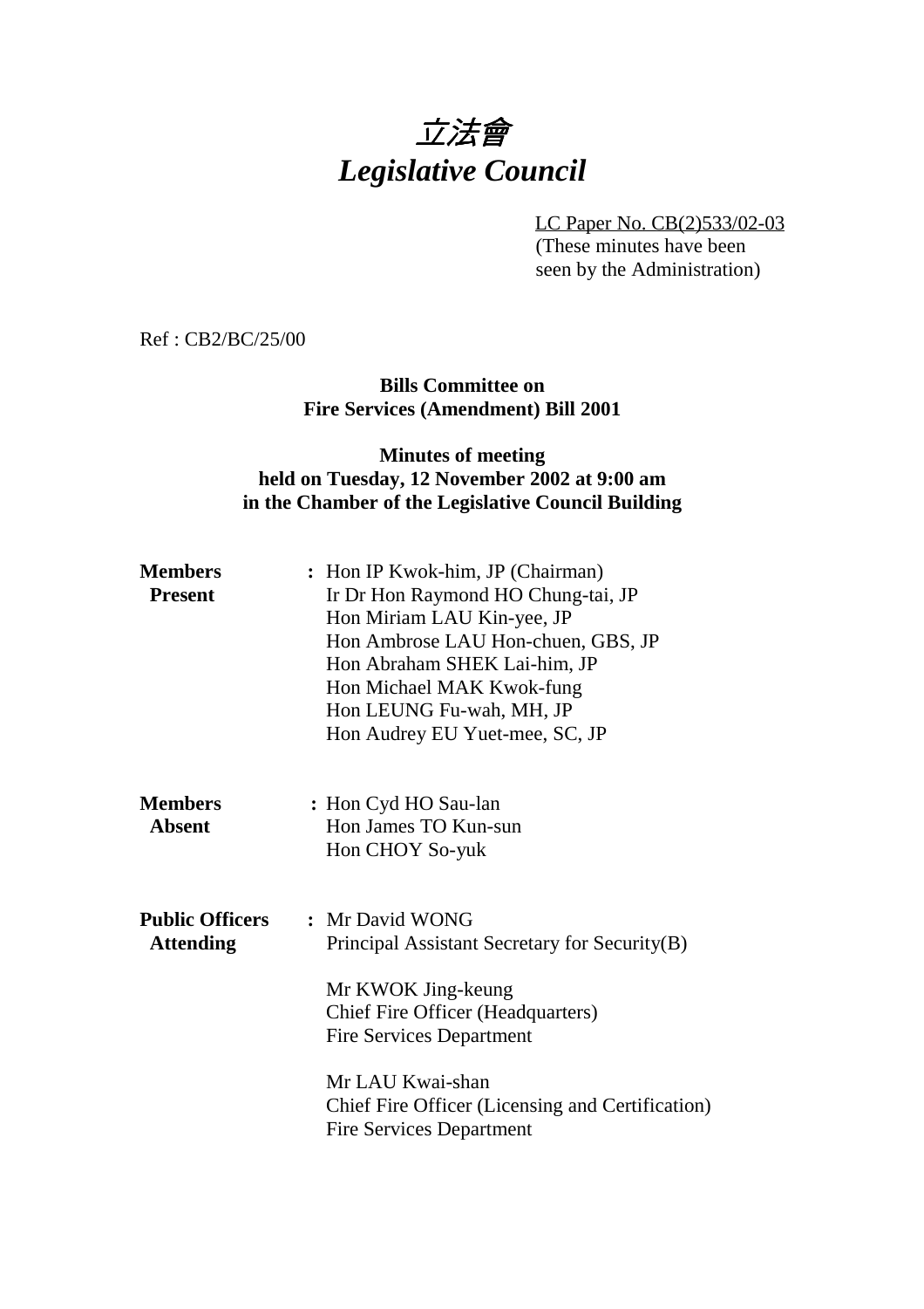# *立法會*
# *Legislative Council*

LC Paper No. CB(2)533/02-03
(These minutes have been seen by the Administration)

Ref : CB2/BC/25/00

**Bills Committee on**
**Fire Services (Amendment) Bill 2001**

**Minutes of meeting**
**held on Tuesday, 12 November 2002 at 9:00 am**
**in the Chamber of the Legislative Council Building**

**Members Present** : Hon IP Kwok-him, JP (Chairman)
Ir Dr Hon Raymond HO Chung-tai, JP
Hon Miriam LAU Kin-yee, JP
Hon Ambrose LAU Hon-chuen, GBS, JP
Hon Abraham SHEK Lai-him, JP
Hon Michael MAK Kwok-fung
Hon LEUNG Fu-wah, MH, JP
Hon Audrey EU Yuet-mee, SC, JP

**Members Absent** : Hon Cyd HO Sau-lan
Hon James TO Kun-sun
Hon CHOY So-yuk

**Public Officers Attending** : Mr David WONG
Principal Assistant Secretary for Security(B)

Mr KWOK Jing-keung
Chief Fire Officer (Headquarters)
Fire Services Department

Mr LAU Kwai-shan
Chief Fire Officer (Licensing and Certification)
Fire Services Department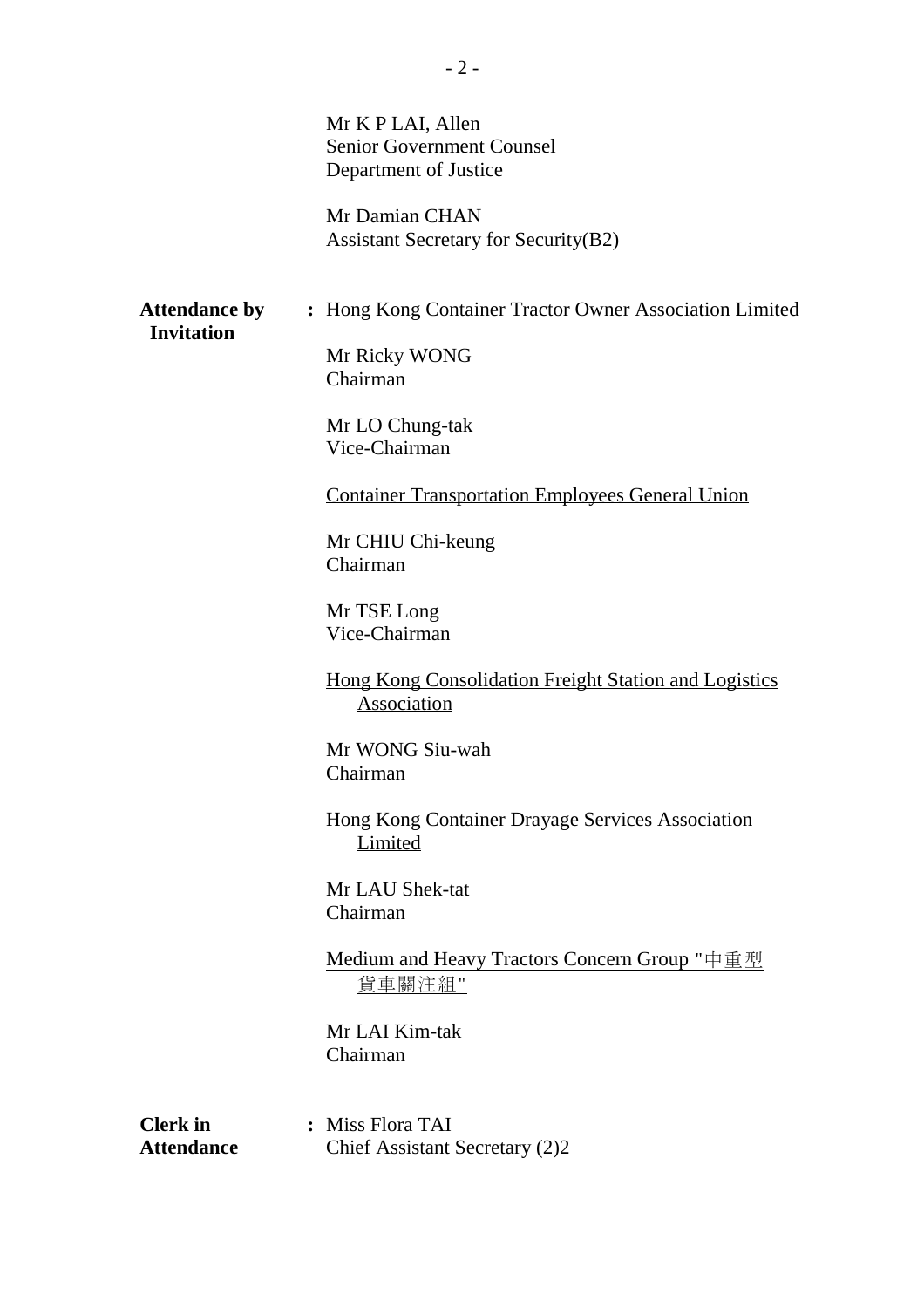Mr K P LAI, Allen
Senior Government Counsel
Department of Justice

Mr Damian CHAN
Assistant Secretary for Security(B2)

**Attendance by Invitation** : Hong Kong Container Tractor Owner Association Limited

Mr Ricky WONG
Chairman

Mr LO Chung-tak
Vice-Chairman

Container Transportation Employees General Union

Mr CHIU Chi-keung
Chairman

Mr TSE Long
Vice-Chairman

Hong Kong Consolidation Freight Station and Logistics Association

Mr WONG Siu-wah
Chairman

Hong Kong Container Drayage Services Association Limited

Mr LAU Shek-tat
Chairman

Medium and Heavy Tractors Concern Group "中重型貨車關注組"

Mr LAI Kim-tak
Chairman

**Clerk in Attendance** : Miss Flora TAI
Chief Assistant Secretary (2)2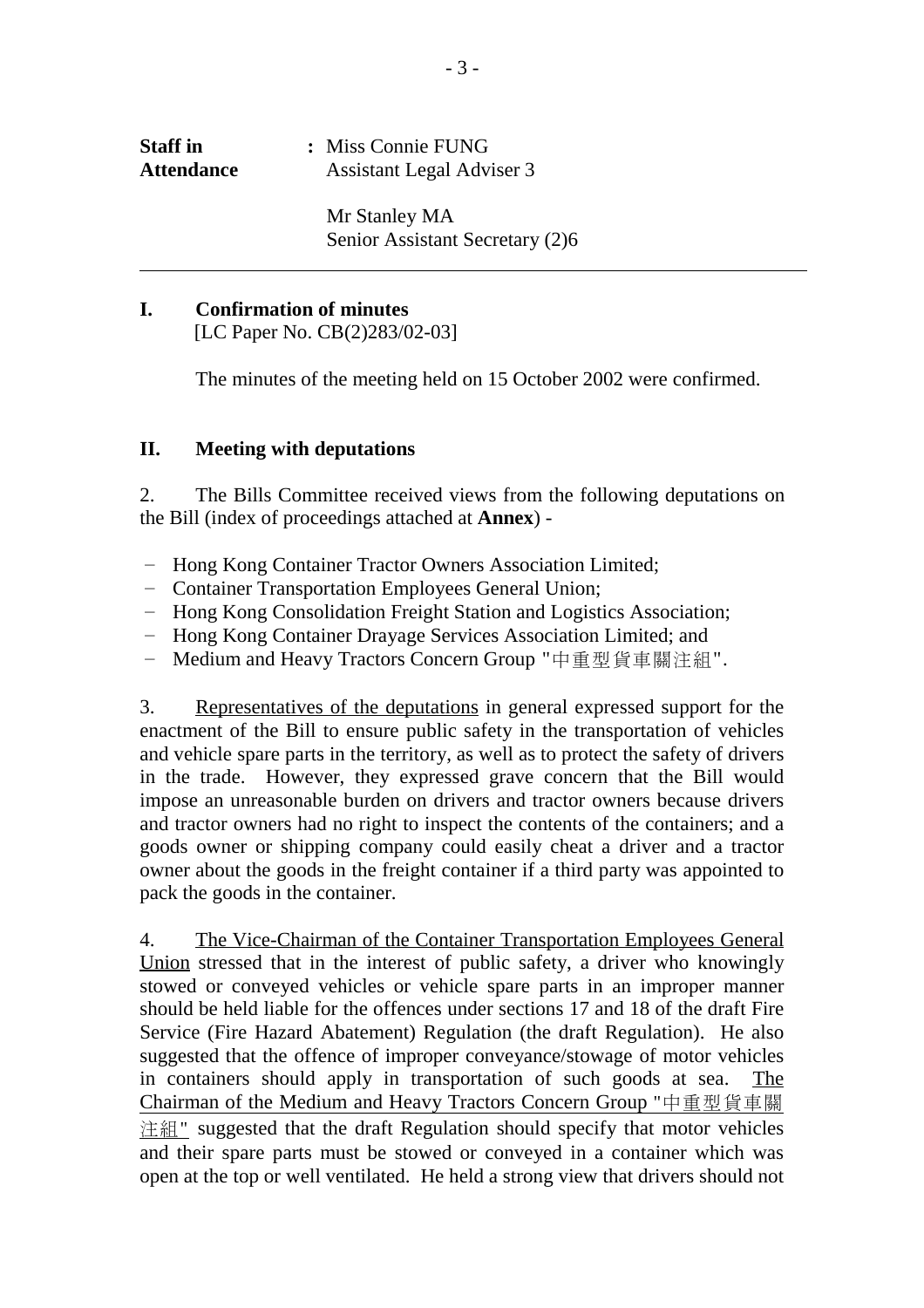| | | |
|---|---|---|
| **Staff in Attendance** | **:** | Miss Connie FUNG<br>Assistant Legal Adviser 3<br><br>Mr Stanley MA<br>Senior Assistant Secretary (2)6 |

---

## I. Confirmation of minutes

[LC Paper No. CB(2)283/02-03]

The minutes of the meeting held on 15 October 2002 were confirmed.

## II. Meeting with deputations

2. The Bills Committee received views from the following deputations on the Bill (index of proceedings attached at **Annex**) -

- Hong Kong Container Tractor Owners Association Limited;
- Container Transportation Employees General Union;
- Hong Kong Consolidation Freight Station and Logistics Association;
- Hong Kong Container Drayage Services Association Limited; and
- Medium and Heavy Tractors Concern Group "中重型貨車關注組".

3. Representatives of the deputations in general expressed support for the enactment of the Bill to ensure public safety in the transportation of vehicles and vehicle spare parts in the territory, as well as to protect the safety of drivers in the trade. However, they expressed grave concern that the Bill would impose an unreasonable burden on drivers and tractor owners because drivers and tractor owners had no right to inspect the contents of the containers; and a goods owner or shipping company could easily cheat a driver and a tractor owner about the goods in the freight container if a third party was appointed to pack the goods in the container.

4. The Vice-Chairman of the Container Transportation Employees General Union stressed that in the interest of public safety, a driver who knowingly stowed or conveyed vehicles or vehicle spare parts in an improper manner should be held liable for the offences under sections 17 and 18 of the draft Fire Service (Fire Hazard Abatement) Regulation (the draft Regulation). He also suggested that the offence of improper conveyance/stowage of motor vehicles in containers should apply in transportation of such goods at sea. The Chairman of the Medium and Heavy Tractors Concern Group "中重型貨車關注組" suggested that the draft Regulation should specify that motor vehicles and their spare parts must be stowed or conveyed in a container which was open at the top or well ventilated. He held a strong view that drivers should not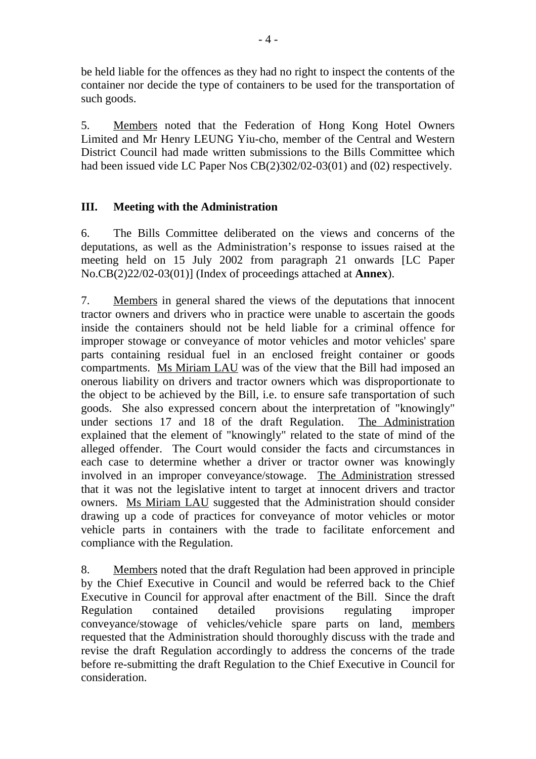be held liable for the offences as they had no right to inspect the contents of the container nor decide the type of containers to be used for the transportation of such goods.

5. Members noted that the Federation of Hong Kong Hotel Owners Limited and Mr Henry LEUNG Yiu-cho, member of the Central and Western District Council had made written submissions to the Bills Committee which had been issued vide LC Paper Nos CB(2)302/02-03(01) and (02) respectively.

## III. Meeting with the Administration

6. The Bills Committee deliberated on the views and concerns of the deputations, as well as the Administration's response to issues raised at the meeting held on 15 July 2002 from paragraph 21 onwards [LC Paper No.CB(2)22/02-03(01)] (Index of proceedings attached at **Annex**).

7. Members in general shared the views of the deputations that innocent tractor owners and drivers who in practice were unable to ascertain the goods inside the containers should not be held liable for a criminal offence for improper stowage or conveyance of motor vehicles and motor vehicles' spare parts containing residual fuel in an enclosed freight container or goods compartments. Ms Miriam LAU was of the view that the Bill had imposed an onerous liability on drivers and tractor owners which was disproportionate to the object to be achieved by the Bill, i.e. to ensure safe transportation of such goods. She also expressed concern about the interpretation of "knowingly" under sections 17 and 18 of the draft Regulation. The Administration explained that the element of "knowingly" related to the state of mind of the alleged offender. The Court would consider the facts and circumstances in each case to determine whether a driver or tractor owner was knowingly involved in an improper conveyance/stowage. The Administration stressed that it was not the legislative intent to target at innocent drivers and tractor owners. Ms Miriam LAU suggested that the Administration should consider drawing up a code of practices for conveyance of motor vehicles or motor vehicle parts in containers with the trade to facilitate enforcement and compliance with the Regulation.

8. Members noted that the draft Regulation had been approved in principle by the Chief Executive in Council and would be referred back to the Chief Executive in Council for approval after enactment of the Bill. Since the draft Regulation contained detailed provisions regulating improper conveyance/stowage of vehicles/vehicle spare parts on land, members requested that the Administration should thoroughly discuss with the trade and revise the draft Regulation accordingly to address the concerns of the trade before re-submitting the draft Regulation to the Chief Executive in Council for consideration.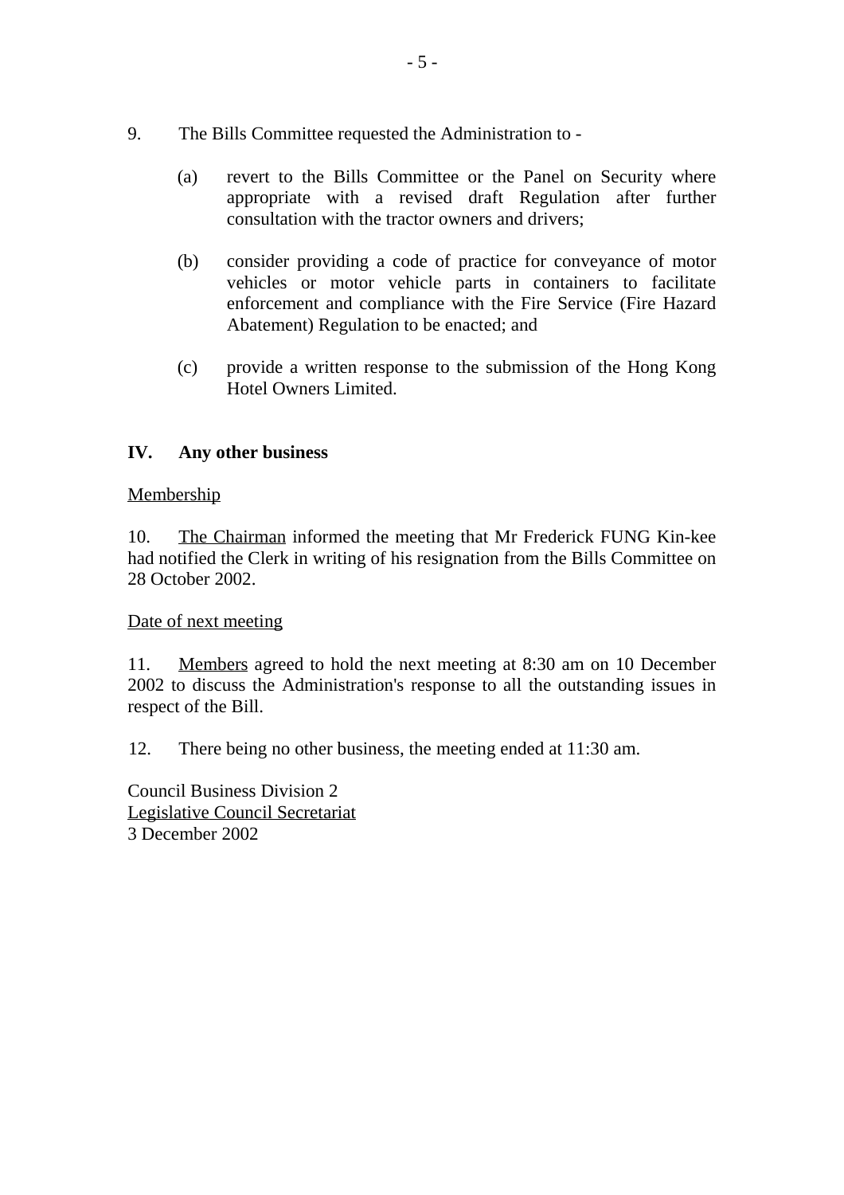9. The Bills Committee requested the Administration to -

   (a) revert to the Bills Committee or the Panel on Security where appropriate with a revised draft Regulation after further consultation with the tractor owners and drivers;

   (b) consider providing a code of practice for conveyance of motor vehicles or motor vehicle parts in containers to facilitate enforcement and compliance with the Fire Service (Fire Hazard Abatement) Regulation to be enacted; and

   (c) provide a written response to the submission of the Hong Kong Hotel Owners Limited.

## IV. Any other business

Membership

10. The Chairman informed the meeting that Mr Frederick FUNG Kin-kee had notified the Clerk in writing of his resignation from the Bills Committee on 28 October 2002.

Date of next meeting

11. Members agreed to hold the next meeting at 8:30 am on 10 December 2002 to discuss the Administration's response to all the outstanding issues in respect of the Bill.

12. There being no other business, the meeting ended at 11:30 am.

Council Business Division 2
Legislative Council Secretariat
3 December 2002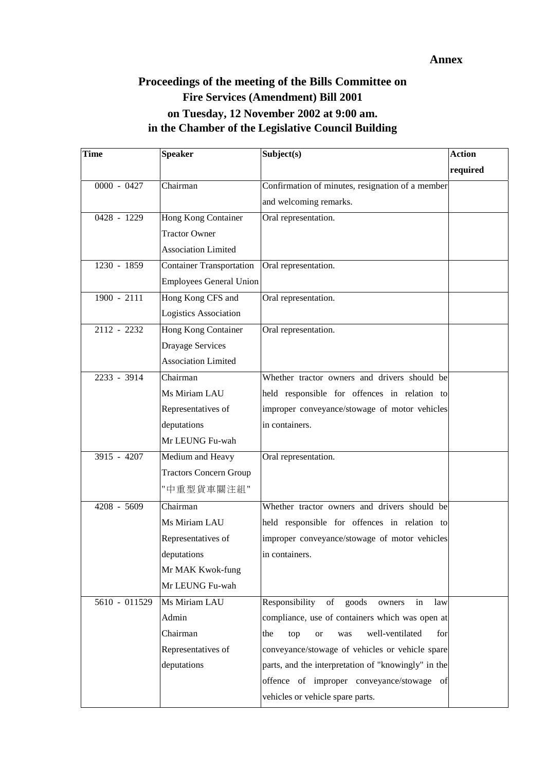**Annex**

# Proceedings of the meeting of the Bills Committee on Fire Services (Amendment) Bill 2001 on Tuesday, 12 November 2002 at 9:00 am. in the Chamber of the Legislative Council Building

| Time | Speaker | Subject(s) | Action required |
|---|---|---|---|
| 0000 - 0427 | Chairman | Confirmation of minutes, resignation of a member and welcoming remarks. | |
| 0428 - 1229 | Hong Kong Container Tractor Owner Association Limited | Oral representation. | |
| 1230 - 1859 | Container Transportation Employees General Union | Oral representation. | |
| 1900 - 2111 | Hong Kong CFS and Logistics Association | Oral representation. | |
| 2112 - 2232 | Hong Kong Container Drayage Services Association Limited | Oral representation. | |
| 2233 - 3914 | Chairman<br>Ms Miriam LAU<br>Representatives of deputations<br>Mr LEUNG Fu-wah | Whether tractor owners and drivers should be held responsible for offences in relation to improper conveyance/stowage of motor vehicles in containers. | |
| 3915 - 4207 | Medium and Heavy Tractors Concern Group "中重型貨車關注組" | Oral representation. | |
| 4208 - 5609 | Chairman<br>Ms Miriam LAU<br>Representatives of deputations<br>Mr MAK Kwok-fung<br>Mr LEUNG Fu-wah | Whether tractor owners and drivers should be held responsible for offences in relation to improper conveyance/stowage of motor vehicles in containers. | |
| 5610 - 011529 | Ms Miriam LAU<br>Admin<br>Chairman<br>Representatives of deputations | Responsibility of goods owners in law compliance, use of containers which was open at the top or was well-ventilated for conveyance/stowage of vehicles or vehicle spare parts, and the interpretation of "knowingly" in the offence of improper conveyance/stowage of vehicles or vehicle spare parts. | |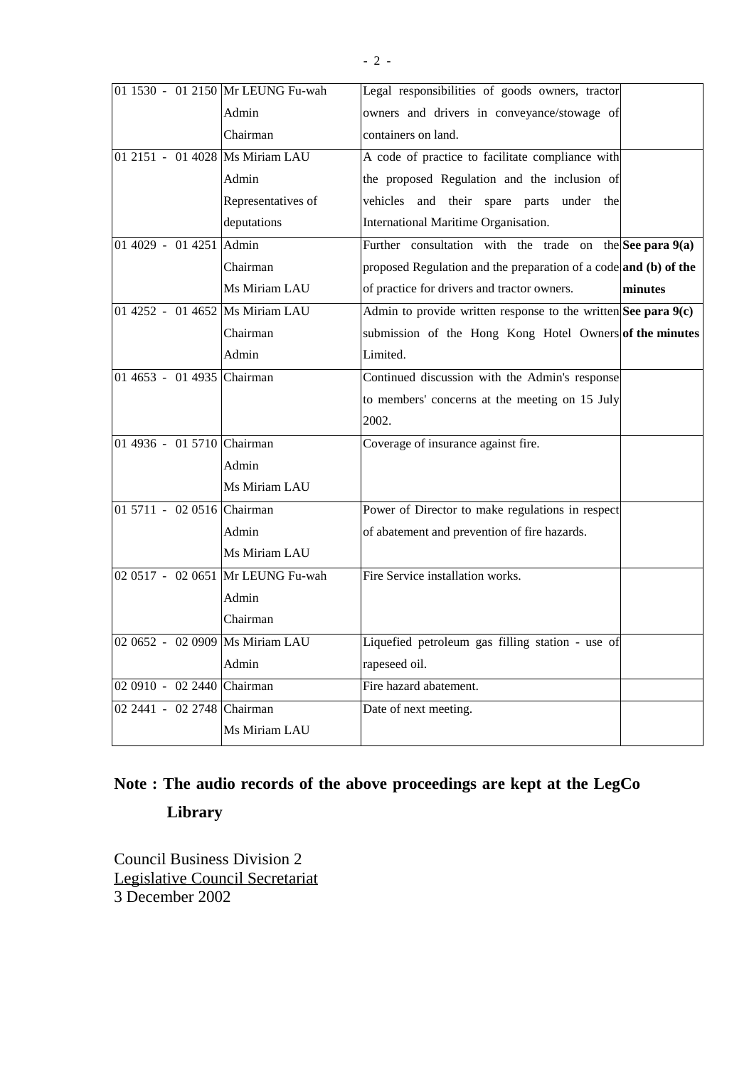| | | | |
|---|---|---|---|
| 01 1530 - 01 2150 | Mr LEUNG Fu-wah<br>Admin<br>Chairman | Legal responsibilities of goods owners, tractor owners and drivers in conveyance/stowage of containers on land. | |
| 01 2151 - 01 4028 | Ms Miriam LAU<br>Admin<br>Representatives of deputations | A code of practice to facilitate compliance with the proposed Regulation and the inclusion of vehicles and their spare parts under the International Maritime Organisation. | |
| 01 4029 - 01 4251 | Admin<br>Chairman<br>Ms Miriam LAU | Further consultation with the trade on the proposed Regulation and the preparation of a code of practice for drivers and tractor owners. | **See para 9(a) and (b) of the minutes** |
| 01 4252 - 01 4652 | Ms Miriam LAU<br>Chairman<br>Admin | Admin to provide written response to the written submission of the Hong Kong Hotel Owners Limited. | **See para 9(c) of the minutes** |
| 01 4653 - 01 4935 | Chairman | Continued discussion with the Admin's response to members' concerns at the meeting on 15 July 2002. | |
| 01 4936 - 01 5710 | Chairman<br>Admin<br>Ms Miriam LAU | Coverage of insurance against fire. | |
| 01 5711 - 02 0516 | Chairman<br>Admin<br>Ms Miriam LAU | Power of Director to make regulations in respect of abatement and prevention of fire hazards. | |
| 02 0517 - 02 0651 | Mr LEUNG Fu-wah<br>Admin<br>Chairman | Fire Service installation works. | |
| 02 0652 - 02 0909 | Ms Miriam LAU<br>Admin | Liquefied petroleum gas filling station - use of rapeseed oil. | |
| 02 0910 - 02 2440 | Chairman | Fire hazard abatement. | |
| 02 2441 - 02 2748 | Chairman<br>Ms Miriam LAU | Date of next meeting. | |

**Note : The audio records of the above proceedings are kept at the LegCo Library**

Council Business Division 2
Legislative Council Secretariat
3 December 2002